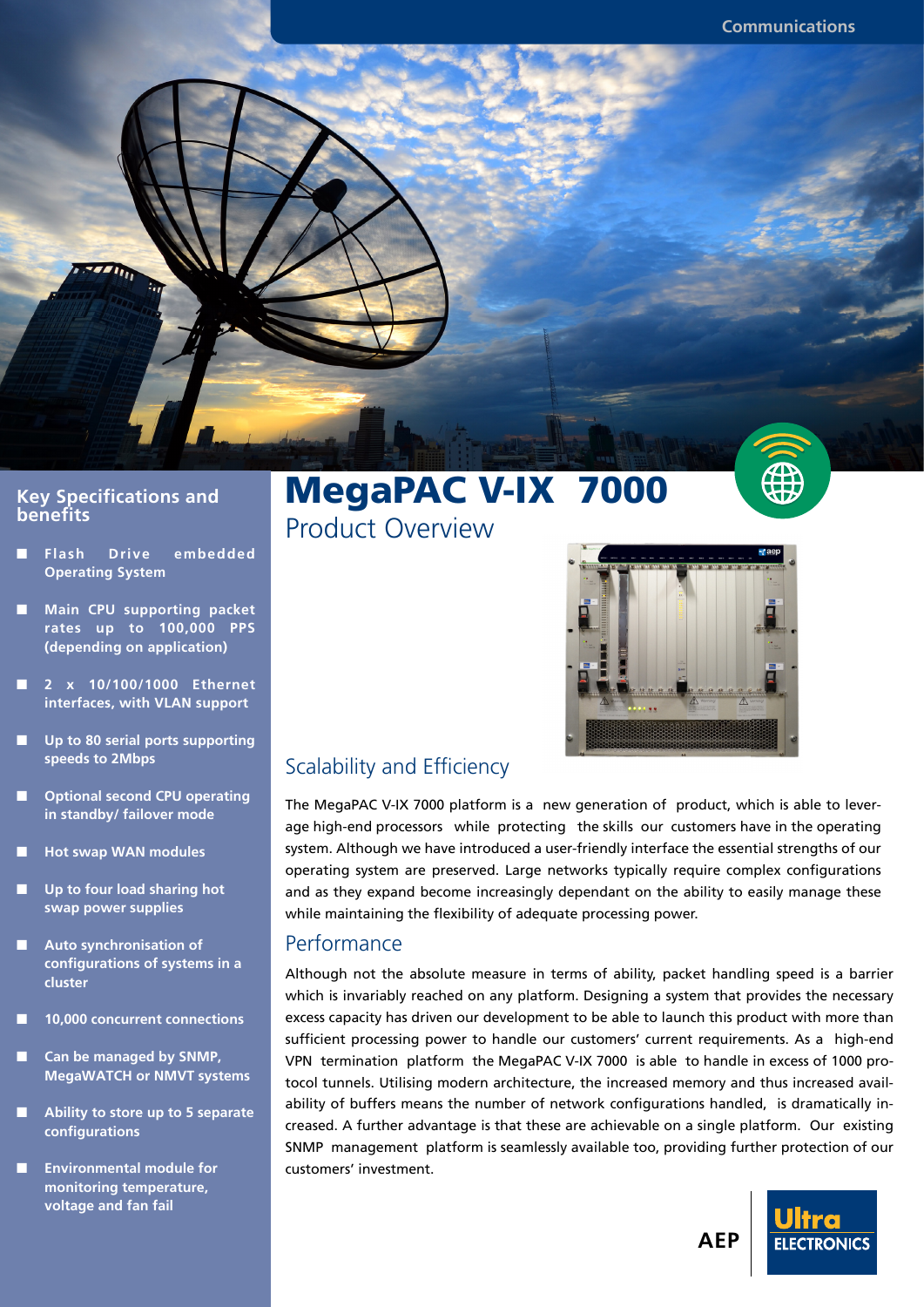# MegaPAC V-IX 7000

## Product Overview

## Key Specifications and benefits

- Flash Drive embedded Operating System
- Main CPU supporting packet rates up to 100,000 PPS (depending on application)
- 2 x 10/100/1000 Ethernet interfaces, with VLAN support
- Up to 80 serial ports supporting speeds to 2Mbps
- Optional second CPU operating in standby/ failover mode
- Hot swap WAN modules
- Up to four load sharing hot swap power supplies
- Auto synchronisation of configurations of systems in a cluster
- 10,000 concurrent connections
- Can be managed by SNMP, MegaWATCH or NMVT systems
- Ability to store up to 5 separate configurations
- Environmental module for monitoring temperature, voltage and fan fail

## Scalability and Efficiency

The MegaPAC V-IX 7000 platform is a new generation of product, which is able to leverage high-end processors while protecting the skills our customers have in the operating system. Although we have introduced a user-friendly interface the essential strengths of our operating system are preserved. Large networks typically require complex configurations and as they expand become increasingly dependant on the ability to easily manage these while maintaining the flexibility of adequate processing power.

## Performance

Although not the absolute measure in terms of ability, packet handling speed is a barrier which is invariably reached on any platform. Designing a system that provides the necessary excess capacity has driven our development to be able to launch this product with more than sufficient processing power to handle our customers' current requirements. As a high-end VPN termination platform the MegaPAC V-IX 7000 is able to handle in excess of 1000 protocol tunnels. Utilising modern architecture, the increased memory and thus increased availability of buffers means the number of network configurations handled, is dramatically increased. A further advantage is that these are achievable on a single platform. Our existing SNMP management platform is seamlessly available too, providing further protection of our customers' investment.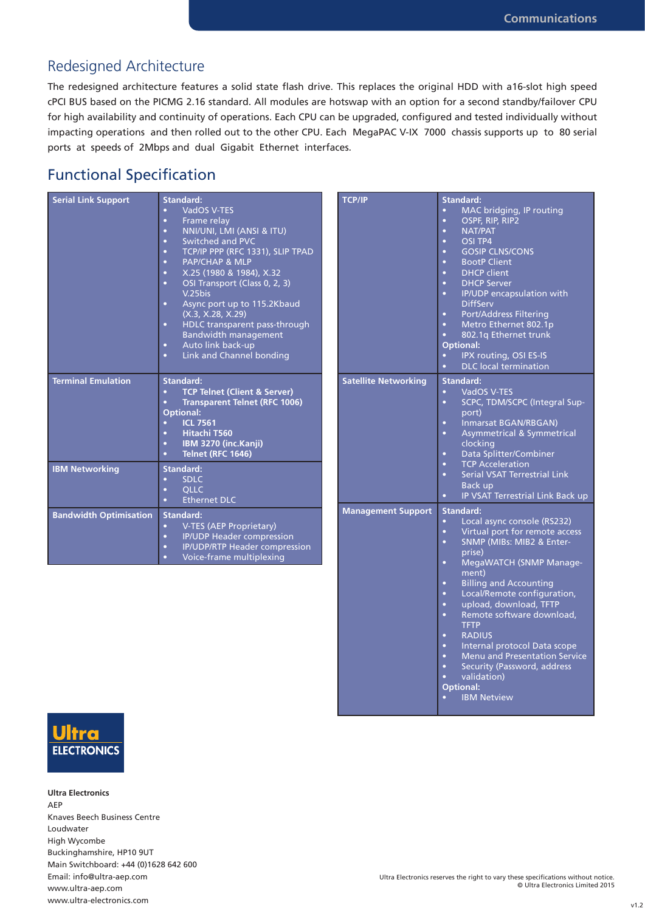## Redesigned Architecture

The redesigned architecture features a solid state flash drive. This replaces the original HDD with a16-slot high speed cPCI BUS based on the PICMG 2.16 standard. All modules are hotswap with an option for a second standby/failover CPU for high availability and continuity of operations. Each CPU can be upgraded, configured and tested individually without impacting operations and then rolled out to the other CPU. Each MegaPAC V-IX 7000 chassis supports up to 80 serial ports at speeds of 2Mbps and dual Gigabit Ethernet interfaces.

## Functional Specification

| | |
|---|---|
| **Serial Link Support** | **Standard:**<br>• VadOS V-TES<br>• Frame relay<br>• NNI/UNI, LMI (ANSI & ITU)<br>• Switched and PVC<br>• TCP/IP PPP (RFC 1331), SLIP TPAD<br>• PAP/CHAP & MLP<br>• X.25 (1980 & 1984), X.32<br>• OSI Transport (Class 0, 2, 3) V.25bis<br>• Async port up to 115.2Kbaud (X.3, X.28, X.29)<br>• HDLC transparent pass-through Bandwidth management<br>• Auto link back-up<br>• Link and Channel bonding |
| **Terminal Emulation** | **Standard:**<br>• **TCP Telnet (Client & Server)**<br>• **Transparent Telnet (RFC 1006)**<br>**Optional:**<br>• **ICL 7561**<br>• **Hitachi T560**<br>• **IBM 3270 (inc.Kanji)**<br>• **Telnet (RFC 1646)** |
| **IBM Networking** | **Standard:**<br>• SDLC<br>• QLLC<br>• Ethernet DLC |
| **Bandwidth Optimisation** | **Standard:**<br>• V-TES (AEP Proprietary)<br>• IP/UDP Header compression<br>• IP/UDP/RTP Header compression<br>• Voice-frame multiplexing |

| | |
|---|---|
| **TCP/IP** | **Standard:**<br>• MAC bridging, IP routing<br>• OSPF, RIP, RIP2<br>• NAT/PAT<br>• OSI TP4<br>• GOSIP CLNS/CONS<br>• BootP Client<br>• DHCP client<br>• DHCP Server<br>• IP/UDP encapsulation with DiffServ<br>• Port/Address Filtering<br>• Metro Ethernet 802.1p<br>• 802.1q Ethernet trunk<br>**Optional:**<br>• IPX routing, OSI ES-IS<br>• DLC local termination |
| **Satellite Networking** | **Standard:**<br>• VadOS V-TES<br>• SCPC, TDM/SCPC (Integral Support)<br>• Inmarsat BGAN/RBGAN)<br>• Asymmetrical & Symmetrical clocking<br>• Data Splitter/Combiner<br>• TCP Acceleration<br>• Serial VSAT Terrestrial Link Back up<br>• IP VSAT Terrestrial Link Back up |
| **Management Support** | **Standard:**<br>• Local async console (RS232)<br>• Virtual port for remote access<br>• SNMP (MIBs: MIB2 & Enterprise)<br>• MegaWATCH (SNMP Management)<br>• Billing and Accounting<br>• Local/Remote configuration,<br>• upload, download, TFTP<br>• Remote software download, TFTP<br>• RADIUS<br>• Internal protocol Data scope<br>• Menu and Presentation Service<br>• Security (Password, address<br>• validation)<br>**Optional:**<br>• IBM Netview |

Ultra ELECTRONICS

**Ultra Electronics**
AEP
Knaves Beech Business Centre
Loudwater
High Wycombe
Buckinghamshire, HP10 9UT
Main Switchboard: +44 (0)1628 642 600
Email: info@ultra-aep.com
www.ultra-aep.com
www.ultra-electronics.com

Ultra Electronics reserves the right to vary these specifications without notice.
© Ultra Electronics Limited 2015

v1.2